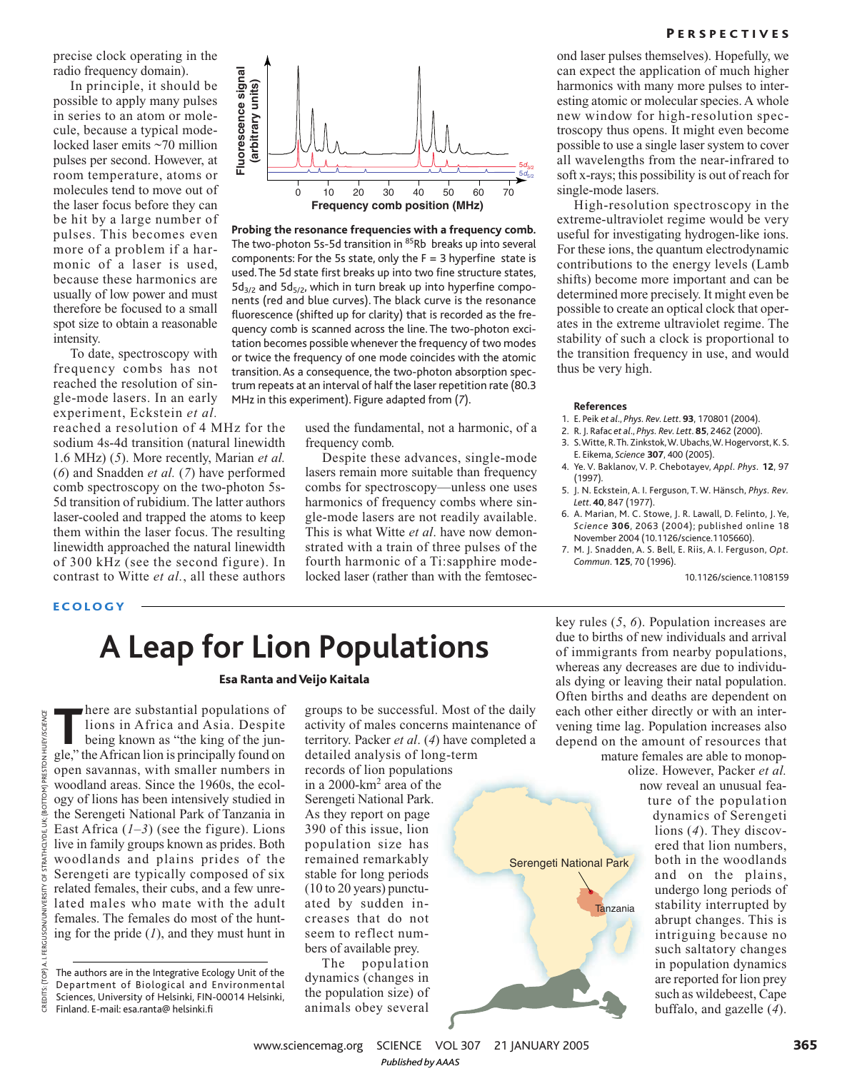precise clock operating in the radio frequency domain).

In principle, it should be possible to apply many pulses in series to an atom or molecule, because a typical mode-locked laser emits ~70 million pulses per second. However, at room temperature, atoms or molecules tend to move out of the laser focus before they can be hit by a large number of pulses. This becomes even more of a problem if a harmonic of a laser is used, because these harmonics are usually of low power and must therefore be focused to a small spot size to obtain a reasonable intensity.

To date, spectroscopy with frequency combs has not reached the resolution of single-mode lasers. In an early experiment, Eckstein *et al.* reached a resolution of 4 MHz for the sodium 4s-4d transition (natural linewidth 1.6 MHz) (*5*). More recently, Marian *et al.* (*6*) and Snadden *et al.* (*7*) have performed comb spectroscopy on the two-photon 5s-5d transition of rubidium. The latter authors laser-cooled and trapped the atoms to keep them within the laser focus. The resulting linewidth approached the natural linewidth of 300 kHz (see the second figure). In contrast to Witte *et al.*, all these authors used the fundamental, not a harmonic, of a frequency comb.

**Probing the resonance frequencies with a frequency comb.** The two-photon 5s-5d transition in $^{85}$Rb breaks up into several components: For the 5s state, only the F = 3 hyperfine state is used. The 5d state first breaks up into two fine structure states, $5d_{3/2}$ and $5d_{5/2}$, which in turn break up into hyperfine components (red and blue curves). The black curve is the resonance fluorescence (shifted up for clarity) that is recorded as the frequency comb is scanned across the line. The two-photon excitation becomes possible whenever the frequency of two modes or twice the frequency of one mode coincides with the atomic transition. As a consequence, the two-photon absorption spectrum repeats at an interval of half the laser repetition rate (80.3 MHz in this experiment). Figure adapted from (*7*).

Despite these advances, single-mode lasers remain more suitable than frequency combs for spectroscopy—unless one uses harmonics of frequency combs where single-mode lasers are not readily available. This is what Witte *et al.* have now demonstrated with a train of three pulses of the fourth harmonic of a Ti:sapphire mode-locked laser (rather than with the femtosecond laser pulses themselves). Hopefully, we can expect the application of much higher harmonics with many more pulses to interesting atomic or molecular species. A whole new window for high-resolution spectroscopy thus opens. It might even become possible to use a single laser system to cover all wavelengths from the near-infrared to soft x-rays; this possibility is out of reach for single-mode lasers.

High-resolution spectroscopy in the extreme-ultraviolet regime would be very useful for investigating hydrogen-like ions. For these ions, the quantum electrodynamic contributions to the energy levels (Lamb shifts) become more important and can be determined more precisely. It might even be possible to create an optical clock that operates in the extreme ultraviolet regime. The stability of such a clock is proportional to the transition frequency in use, and would thus be very high.

### References

1. E. Peik *et al.*, *Phys. Rev. Lett.* **93**, 170801 (2004).
2. R. J. Rafac *et al.*, *Phys. Rev. Lett.* **85**, 2462 (2000).
3. S. Witte, R. Th. Zinkstok, W. Ubachs, W. Hogervorst, K. S. E. Eikema, *Science* **307**, 400 (2005).
4. Ye. V. Baklanov, V. P. Chebotayev, *Appl. Phys.* **12**, 97 (1997).
5. J. N. Eckstein, A. I. Ferguson, T. W. Hänsch, *Phys. Rev. Lett.* **40**, 847 (1977).
6. A. Marian, M. C. Stowe, J. R. Lawall, D. Felinto, J. Ye, *Science* **306**, 2063 (2004); published online 18 November 2004 (10.1126/science.1105660).
7. M. J. Snadden, A. S. Bell, E. Riis, A. I. Ferguson, *Opt. Commun.* **125**, 70 (1996).

10.1126/science.1108159

ECOLOGY

# A Leap for Lion Populations

**Esa Ranta and Veijo Kaitala**

There are substantial populations of lions in Africa and Asia. Despite being known as "the king of the jungle," the African lion is principally found on open savannas, with smaller numbers in woodland areas. Since the 1960s, the ecology of lions has been intensively studied in the Serengeti National Park of Tanzania in East Africa (*1*–*3*) (see the figure). Lions live in family groups known as prides. Both woodlands and plains prides of the Serengeti are typically composed of six related females, their cubs, and a few unrelated males who mate with the adult females. The females do most of the hunting for the pride (*1*), and they must hunt in groups to be successful. Most of the daily activity of males concerns maintenance of territory. Packer *et al.* (*4*) have completed a detailed analysis of long-term records of lion populations in a 2000-km$^2$ area of the Serengeti National Park. As they report on page 390 of this issue, lion population size has remained remarkably stable for long periods (10 to 20 years) punctuated by sudden increases that do not seem to reflect numbers of available prey.

The population dynamics (changes in the population size) of animals obey several key rules (*5*, *6*). Population increases are due to births of new individuals and arrival of immigrants from nearby populations, whereas any decreases are due to individuals dying or leaving their natal population. Often births and deaths are dependent on each other either directly or with an intervening time lag. Population increases also depend on the amount of resources that mature females are able to monopolize. However, Packer *et al.* now reveal an unusual feature of the population dynamics of Serengeti lions (*4*). They discovered that lion numbers, both in the woodlands and on the plains, undergo long periods of stability interrupted by abrupt changes. This is intriguing because no such saltatory changes in population dynamics are reported for lion prey such as wildebeest, Cape buffalo, and gazelle (*4*).

The authors are in the Integrative Ecology Unit of the Department of Biological and Environmental Sciences, University of Helsinki, FIN-00014 Helsinki, Finland. E-mail: esa.ranta@ helsinki.fi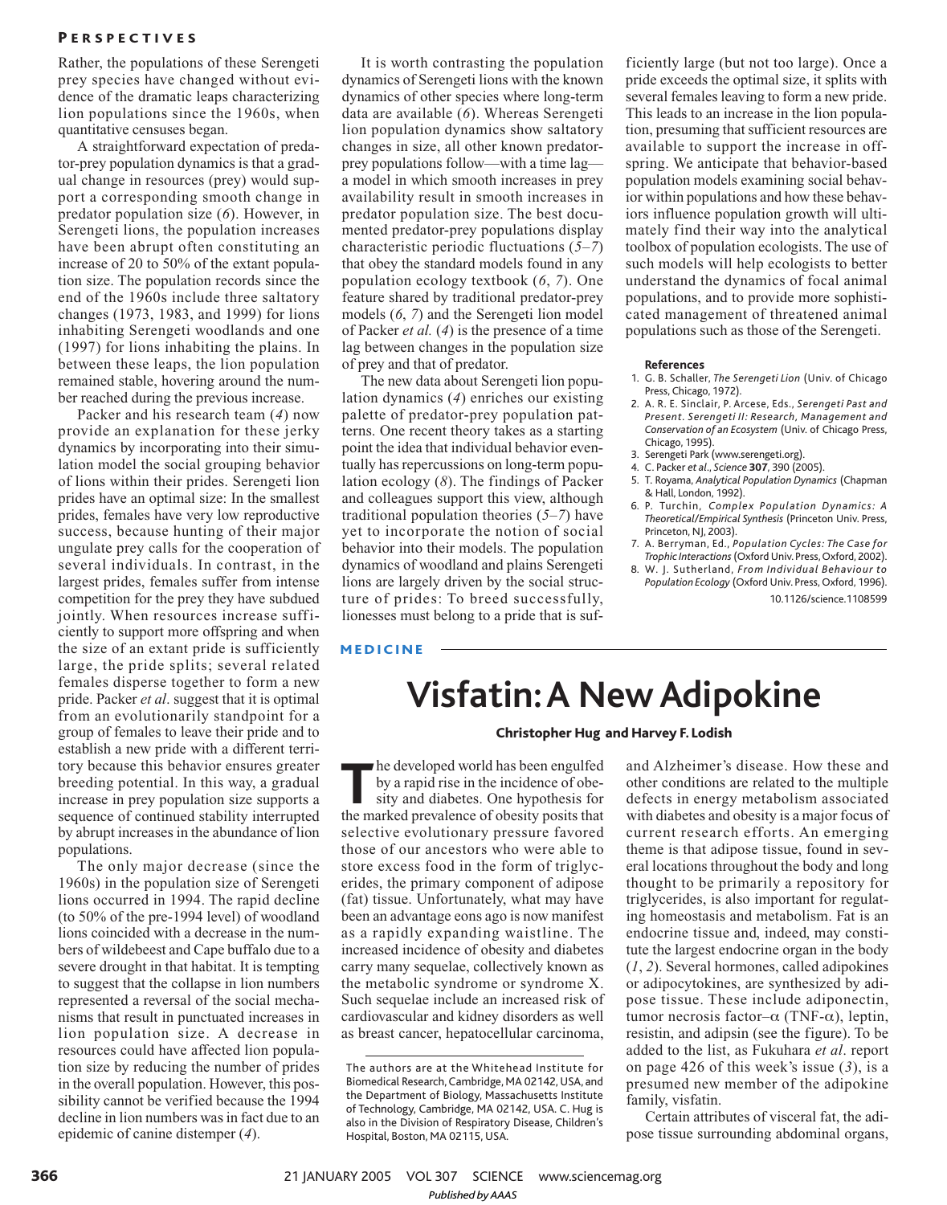Rather, the populations of these Serengeti prey species have changed without evidence of the dramatic leaps characterizing lion populations since the 1960s, when quantitative censuses began.

A straightforward expectation of predator-prey population dynamics is that a gradual change in resources (prey) would support a corresponding smooth change in predator population size (*6*). However, in Serengeti lions, the population increases have been abrupt often constituting an increase of 20 to 50% of the extant population size. The population records since the end of the 1960s include three saltatory changes (1973, 1983, and 1999) for lions inhabiting Serengeti woodlands and one (1997) for lions inhabiting the plains. In between these leaps, the lion population remained stable, hovering around the number reached during the previous increase.

Packer and his research team (*4*) now provide an explanation for these jerky dynamics by incorporating into their simulation model the social grouping behavior of lions within their prides. Serengeti lion prides have an optimal size: In the smallest prides, females have very low reproductive success, because hunting of their major ungulate prey calls for the cooperation of several individuals. In contrast, in the largest prides, females suffer from intense competition for the prey they have subdued jointly. When resources increase sufficiently to support more offspring and when the size of an extant pride is sufficiently large, the pride splits; several related females disperse together to form a new pride. Packer *et al*. suggest that it is optimal from an evolutionarily standpoint for a group of females to leave their pride and to establish a new pride with a different territory because this behavior ensures greater breeding potential. In this way, a gradual increase in prey population size supports a sequence of continued stability interrupted by abrupt increases in the abundance of lion populations.

The only major decrease (since the 1960s) in the population size of Serengeti lions occurred in 1994. The rapid decline (to 50% of the pre-1994 level) of woodland lions coincided with a decrease in the numbers of wildebeest and Cape buffalo due to a severe drought in that habitat. It is tempting to suggest that the collapse in lion numbers represented a reversal of the social mechanisms that result in punctuated increases in lion population size. A decrease in resources could have affected lion population size by reducing the number of prides in the overall population. However, this possibility cannot be verified because the 1994 decline in lion numbers was in fact due to an epidemic of canine distemper (*4*).

It is worth contrasting the population dynamics of Serengeti lions with the known dynamics of other species where long-term data are available (*6*). Whereas Serengeti lion population dynamics show saltatory changes in size, all other known predator-prey populations follow—with a time lag—a model in which smooth increases in prey availability result in smooth increases in predator population size. The best documented predator-prey populations display characteristic periodic fluctuations (*5*–*7*) that obey the standard models found in any population ecology textbook (*6*, *7*). One feature shared by traditional predator-prey models (*6*, *7*) and the Serengeti lion model of Packer *et al.* (*4*) is the presence of a time lag between changes in the population size of prey and that of predator.

The new data about Serengeti lion population dynamics (*4*) enriches our existing palette of predator-prey population patterns. One recent theory takes as a starting point the idea that individual behavior eventually has repercussions on long-term population ecology (*8*). The findings of Packer and colleagues support this view, although traditional population theories (*5*–*7*) have yet to incorporate the notion of social behavior into their models. The population dynamics of woodland and plains Serengeti lions are largely driven by the social structure of prides: To breed successfully, lionesses must belong to a pride that is sufficiently large (but not too large). Once a pride exceeds the optimal size, it splits with several females leaving to form a new pride. This leads to an increase in the lion population, presuming that sufficient resources are available to support the increase in offspring. We anticipate that behavior-based population models examining social behavior within populations and how these behaviors influence population growth will ultimately find their way into the analytical toolbox of population ecologists. The use of such models will help ecologists to better understand the dynamics of focal animal populations, and to provide more sophisticated management of threatened animal populations such as those of the Serengeti.

**References**

1. G. B. Schaller, *The Serengeti Lion* (Univ. of Chicago Press, Chicago, 1972).
2. A. R. E. Sinclair, P. Arcese, Eds., *Serengeti Past and Present. Serengeti II: Research, Management and Conservation of an Ecosystem* (Univ. of Chicago Press, Chicago, 1995).
3. Serengeti Park (www.serengeti.org).
4. C. Packer *et al*., *Science* **307**, 390 (2005).
5. T. Royama, *Analytical Population Dynamics* (Chapman & Hall, London, 1992).
6. P. Turchin, *Complex Population Dynamics: A Theoretical/Empirical Synthesis* (Princeton Univ. Press, Princeton, NJ, 2003).
7. A. Berryman, Ed., *Population Cycles: The Case for Trophic Interactions* (Oxford Univ. Press, Oxford, 2002).
8. W. J. Sutherland, *From Individual Behaviour to Population Ecology* (Oxford Univ. Press, Oxford, 1996).

10.1126/science.1108599

MEDICINE

# Visfatin: A New Adipokine

**Christopher Hug and Harvey F. Lodish**

The developed world has been engulfed by a rapid rise in the incidence of obesity and diabetes. One hypothesis for the marked prevalence of obesity posits that selective evolutionary pressure favored those of our ancestors who were able to store excess food in the form of triglycerides, the primary component of adipose (fat) tissue. Unfortunately, what may have been an advantage eons ago is now manifest as a rapidly expanding waistline. The increased incidence of obesity and diabetes carry many sequelae, collectively known as the metabolic syndrome or syndrome X. Such sequelae include an increased risk of cardiovascular and kidney disorders as well as breast cancer, hepatocellular carcinoma, and Alzheimer's disease. How these and other conditions are related to the multiple defects in energy metabolism associated with diabetes and obesity is a major focus of current research efforts. An emerging theme is that adipose tissue, found in several locations throughout the body and long thought to be primarily a repository for triglycerides, is also important for regulating homeostasis and metabolism. Fat is an endocrine tissue and, indeed, may constitute the largest endocrine organ in the body (*1*, *2*). Several hormones, called adipokines or adipocytokines, are synthesized by adipose tissue. These include adiponectin, tumor necrosis factor–α (TNF-α), leptin, resistin, and adipsin (see the figure). To be added to the list, as Fukuhara *et al*. report on page 426 of this week's issue (*3*), is a presumed new member of the adipokine family, visfatin.

Certain attributes of visceral fat, the adipose tissue surrounding abdominal organs,

The authors are at the Whitehead Institute for Biomedical Research, Cambridge, MA 02142, USA, and the Department of Biology, Massachusetts Institute of Technology, Cambridge, MA 02142, USA. C. Hug is also in the Division of Respiratory Disease, Children's Hospital, Boston, MA 02115, USA.